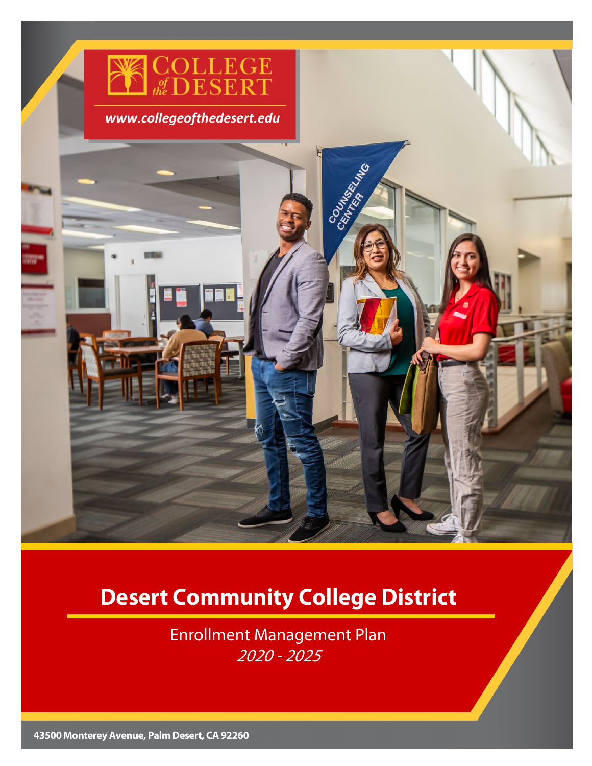COLLEGE of the DESERT

www.collegeofthedesert.edu

# Desert Community College District

Enrollment Management Plan

*2020 - 2025*

43500 Monterey Avenue, Palm Desert, CA 92260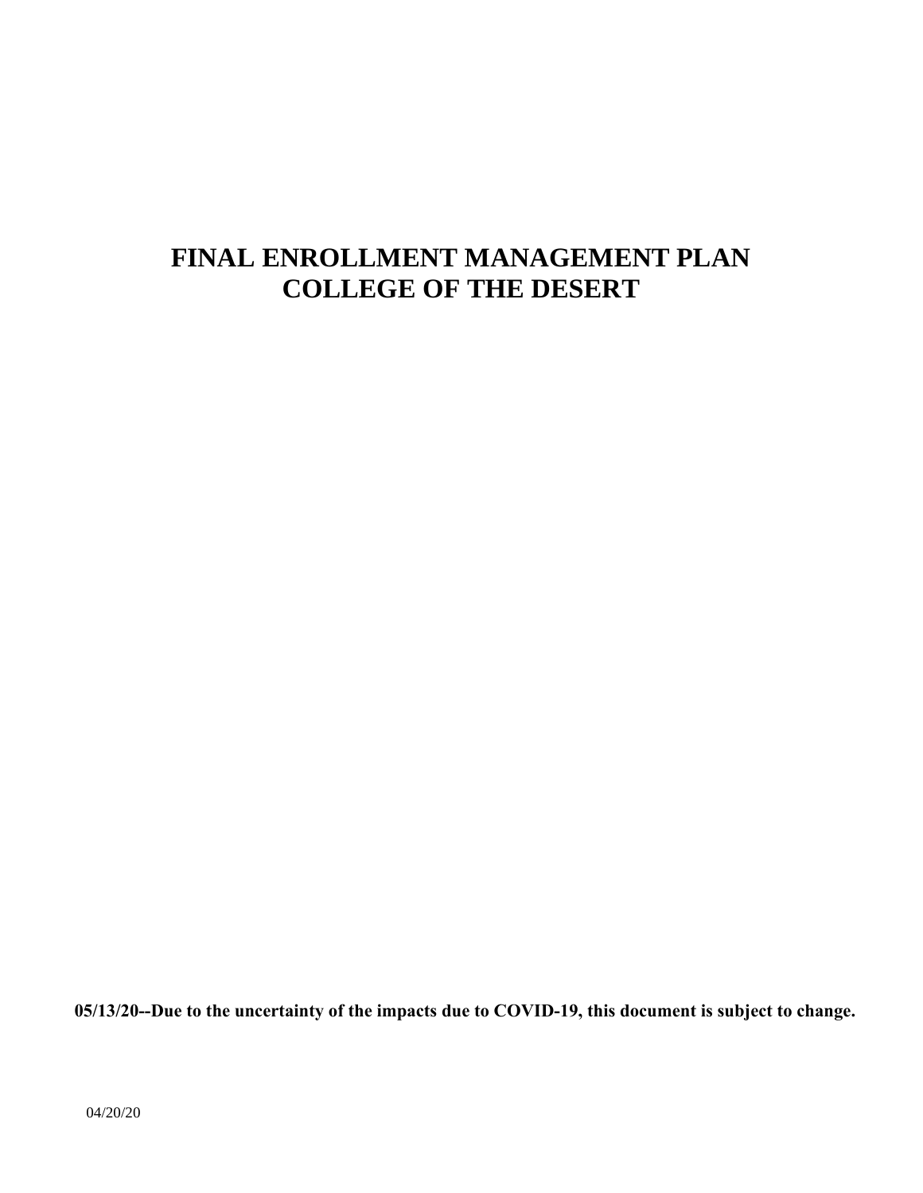# FINAL ENROLLMENT MANAGEMENT PLAN
# COLLEGE OF THE DESERT

**05/13/20--Due to the uncertainty of the impacts due to COVID-19, this document is subject to change.**

04/20/20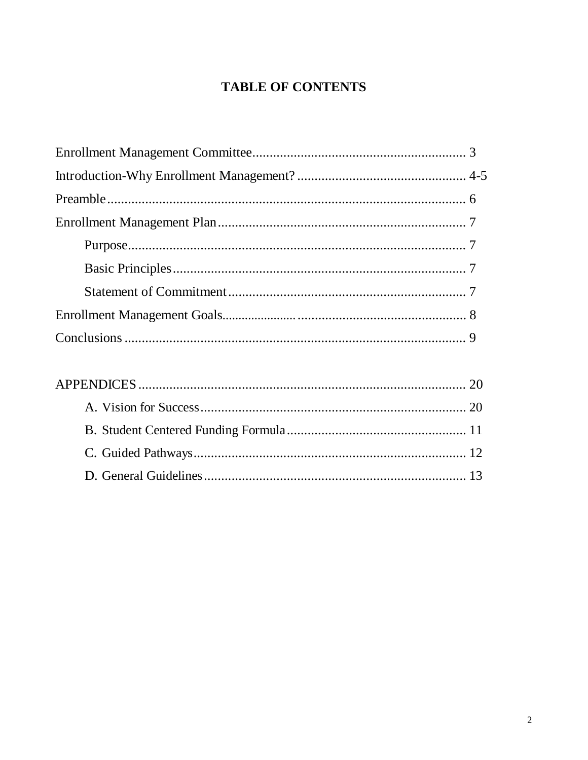# TABLE OF CONTENTS

Enrollment Management Committee............................................................. 3

Introduction-Why Enrollment Management? ................................................. 4-5

Preamble...................................................................................................... 6

Enrollment Management Plan........................................................................ 7

- Purpose.................................................................................................. 7
- Basic Principles...................................................................................... 7
- Statement of Commitment..................................................................... 7

Enrollment Management Goals....................................................................... 8

Conclusions ................................................................................................... 9

APPENDICES ................................................................................................ 20

- A. Vision for Success.............................................................................. 20
- B. Student Centered Funding Formula.................................................... 11
- C. Guided Pathways................................................................................ 12
- D. General Guidelines............................................................................. 13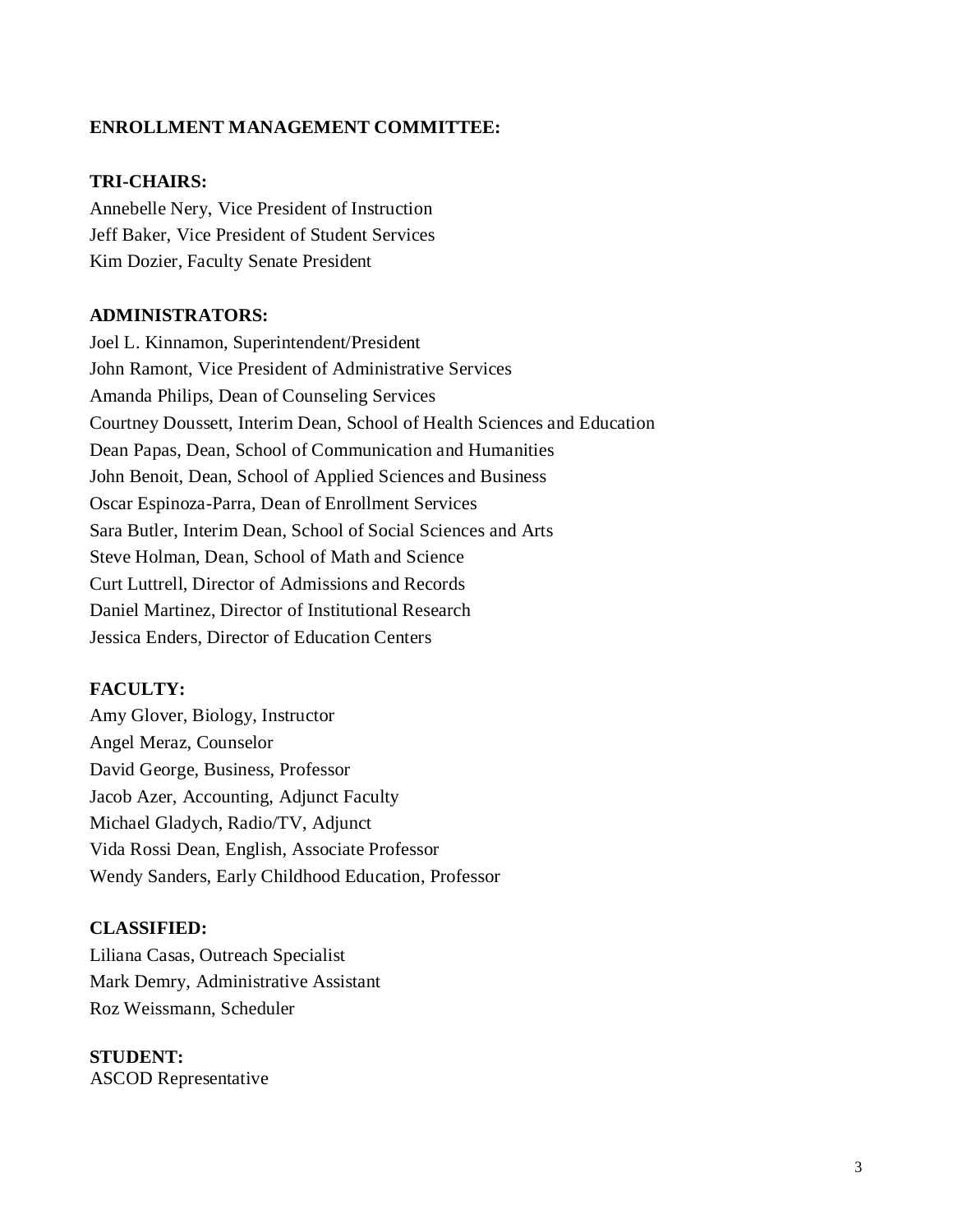## ENROLLMENT MANAGEMENT COMMITTEE:

**TRI-CHAIRS:**

Annebelle Nery, Vice President of Instruction
Jeff Baker, Vice President of Student Services
Kim Dozier, Faculty Senate President

**ADMINISTRATORS:**

Joel L. Kinnamon, Superintendent/President
John Ramont, Vice President of Administrative Services
Amanda Philips, Dean of Counseling Services
Courtney Doussett, Interim Dean, School of Health Sciences and Education
Dean Papas, Dean, School of Communication and Humanities
John Benoit, Dean, School of Applied Sciences and Business
Oscar Espinoza-Parra, Dean of Enrollment Services
Sara Butler, Interim Dean, School of Social Sciences and Arts
Steve Holman, Dean, School of Math and Science
Curt Luttrell, Director of Admissions and Records
Daniel Martinez, Director of Institutional Research
Jessica Enders, Director of Education Centers

**FACULTY:**

Amy Glover, Biology, Instructor
Angel Meraz, Counselor
David George, Business, Professor
Jacob Azer, Accounting, Adjunct Faculty
Michael Gladych, Radio/TV, Adjunct
Vida Rossi Dean, English, Associate Professor
Wendy Sanders, Early Childhood Education, Professor

**CLASSIFIED:**

Liliana Casas, Outreach Specialist
Mark Demry, Administrative Assistant
Roz Weissmann, Scheduler

**STUDENT:**

ASCOD Representative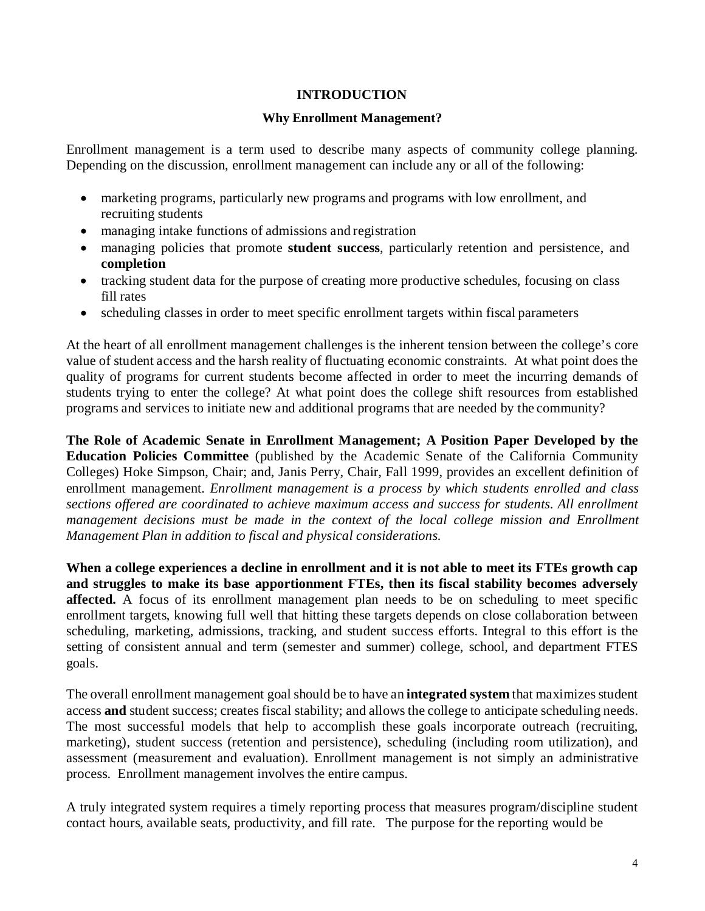# INTRODUCTION

## Why Enrollment Management?

Enrollment management is a term used to describe many aspects of community college planning. Depending on the discussion, enrollment management can include any or all of the following:

- marketing programs, particularly new programs and programs with low enrollment, and recruiting students
- managing intake functions of admissions and registration
- managing policies that promote **student success**, particularly retention and persistence, and **completion**
- tracking student data for the purpose of creating more productive schedules, focusing on class fill rates
- scheduling classes in order to meet specific enrollment targets within fiscal parameters

At the heart of all enrollment management challenges is the inherent tension between the college's core value of student access and the harsh reality of fluctuating economic constraints. At what point does the quality of programs for current students become affected in order to meet the incurring demands of students trying to enter the college? At what point does the college shift resources from established programs and services to initiate new and additional programs that are needed by the community?

**The Role of Academic Senate in Enrollment Management; A Position Paper Developed by the Education Policies Committee** (published by the Academic Senate of the California Community Colleges) Hoke Simpson, Chair; and, Janis Perry, Chair, Fall 1999, provides an excellent definition of enrollment management. *Enrollment management is a process by which students enrolled and class sections offered are coordinated to achieve maximum access and success for students. All enrollment management decisions must be made in the context of the local college mission and Enrollment Management Plan in addition to fiscal and physical considerations.*

**When a college experiences a decline in enrollment and it is not able to meet its FTEs growth cap and struggles to make its base apportionment FTEs, then its fiscal stability becomes adversely affected.** A focus of its enrollment management plan needs to be on scheduling to meet specific enrollment targets, knowing full well that hitting these targets depends on close collaboration between scheduling, marketing, admissions, tracking, and student success efforts. Integral to this effort is the setting of consistent annual and term (semester and summer) college, school, and department FTES goals.

The overall enrollment management goal should be to have an **integrated system** that maximizes student access **and** student success; creates fiscal stability; and allows the college to anticipate scheduling needs. The most successful models that help to accomplish these goals incorporate outreach (recruiting, marketing), student success (retention and persistence), scheduling (including room utilization), and assessment (measurement and evaluation). Enrollment management is not simply an administrative process. Enrollment management involves the entire campus.

A truly integrated system requires a timely reporting process that measures program/discipline student contact hours, available seats, productivity, and fill rate. The purpose for the reporting would be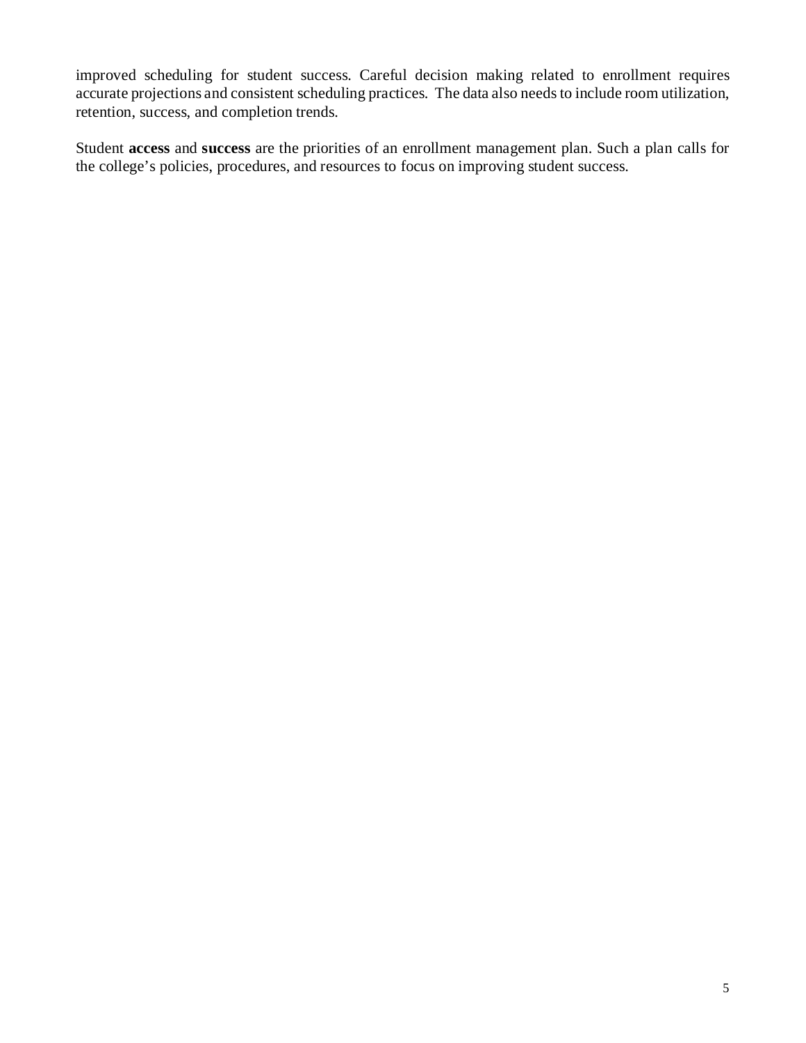improved scheduling for student success. Careful decision making related to enrollment requires accurate projections and consistent scheduling practices. The data also needs to include room utilization, retention, success, and completion trends.

Student **access** and **success** are the priorities of an enrollment management plan. Such a plan calls for the college's policies, procedures, and resources to focus on improving student success.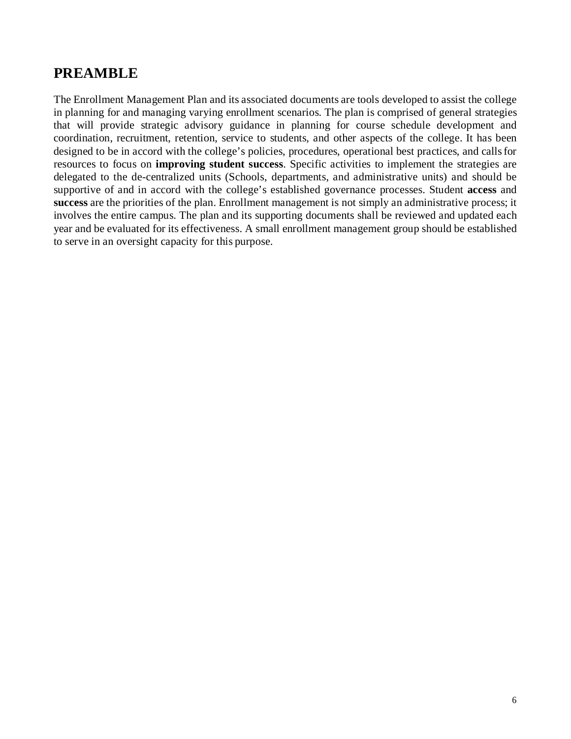## PREAMBLE

The Enrollment Management Plan and its associated documents are tools developed to assist the college in planning for and managing varying enrollment scenarios. The plan is comprised of general strategies that will provide strategic advisory guidance in planning for course schedule development and coordination, recruitment, retention, service to students, and other aspects of the college. It has been designed to be in accord with the college's policies, procedures, operational best practices, and calls for resources to focus on **improving student success**. Specific activities to implement the strategies are delegated to the de-centralized units (Schools, departments, and administrative units) and should be supportive of and in accord with the college's established governance processes. Student **access** and **success** are the priorities of the plan. Enrollment management is not simply an administrative process; it involves the entire campus. The plan and its supporting documents shall be reviewed and updated each year and be evaluated for its effectiveness. A small enrollment management group should be established to serve in an oversight capacity for this purpose.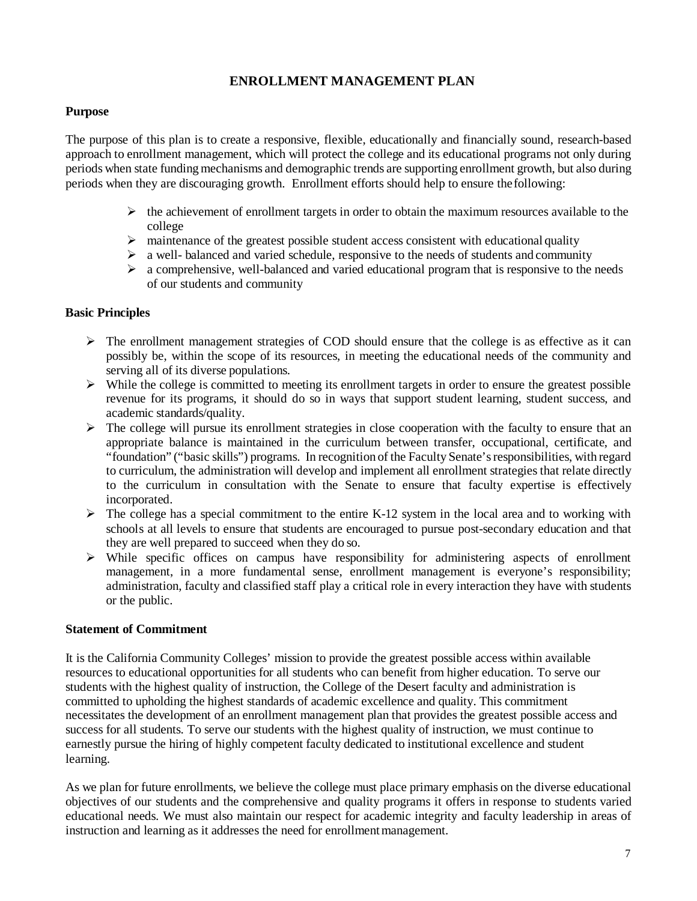# ENROLLMENT MANAGEMENT PLAN

**Purpose**

The purpose of this plan is to create a responsive, flexible, educationally and financially sound, research-based approach to enrollment management, which will protect the college and its educational programs not only during periods when state funding mechanisms and demographic trends are supporting enrollment growth, but also during periods when they are discouraging growth. Enrollment efforts should help to ensure the following:

- the achievement of enrollment targets in order to obtain the maximum resources available to the college
- maintenance of the greatest possible student access consistent with educational quality
- a well- balanced and varied schedule, responsive to the needs of students and community
- a comprehensive, well-balanced and varied educational program that is responsive to the needs of our students and community

**Basic Principles**

- The enrollment management strategies of COD should ensure that the college is as effective as it can possibly be, within the scope of its resources, in meeting the educational needs of the community and serving all of its diverse populations.
- While the college is committed to meeting its enrollment targets in order to ensure the greatest possible revenue for its programs, it should do so in ways that support student learning, student success, and academic standards/quality.
- The college will pursue its enrollment strategies in close cooperation with the faculty to ensure that an appropriate balance is maintained in the curriculum between transfer, occupational, certificate, and "foundation" ("basic skills") programs. In recognition of the Faculty Senate's responsibilities, with regard to curriculum, the administration will develop and implement all enrollment strategies that relate directly to the curriculum in consultation with the Senate to ensure that faculty expertise is effectively incorporated.
- The college has a special commitment to the entire K-12 system in the local area and to working with schools at all levels to ensure that students are encouraged to pursue post-secondary education and that they are well prepared to succeed when they do so.
- While specific offices on campus have responsibility for administering aspects of enrollment management, in a more fundamental sense, enrollment management is everyone's responsibility; administration, faculty and classified staff play a critical role in every interaction they have with students or the public.

**Statement of Commitment**

It is the California Community Colleges' mission to provide the greatest possible access within available resources to educational opportunities for all students who can benefit from higher education. To serve our students with the highest quality of instruction, the College of the Desert faculty and administration is committed to upholding the highest standards of academic excellence and quality. This commitment necessitates the development of an enrollment management plan that provides the greatest possible access and success for all students. To serve our students with the highest quality of instruction, we must continue to earnestly pursue the hiring of highly competent faculty dedicated to institutional excellence and student learning.

As we plan for future enrollments, we believe the college must place primary emphasis on the diverse educational objectives of our students and the comprehensive and quality programs it offers in response to students varied educational needs. We must also maintain our respect for academic integrity and faculty leadership in areas of instruction and learning as it addresses the need for enrollment management.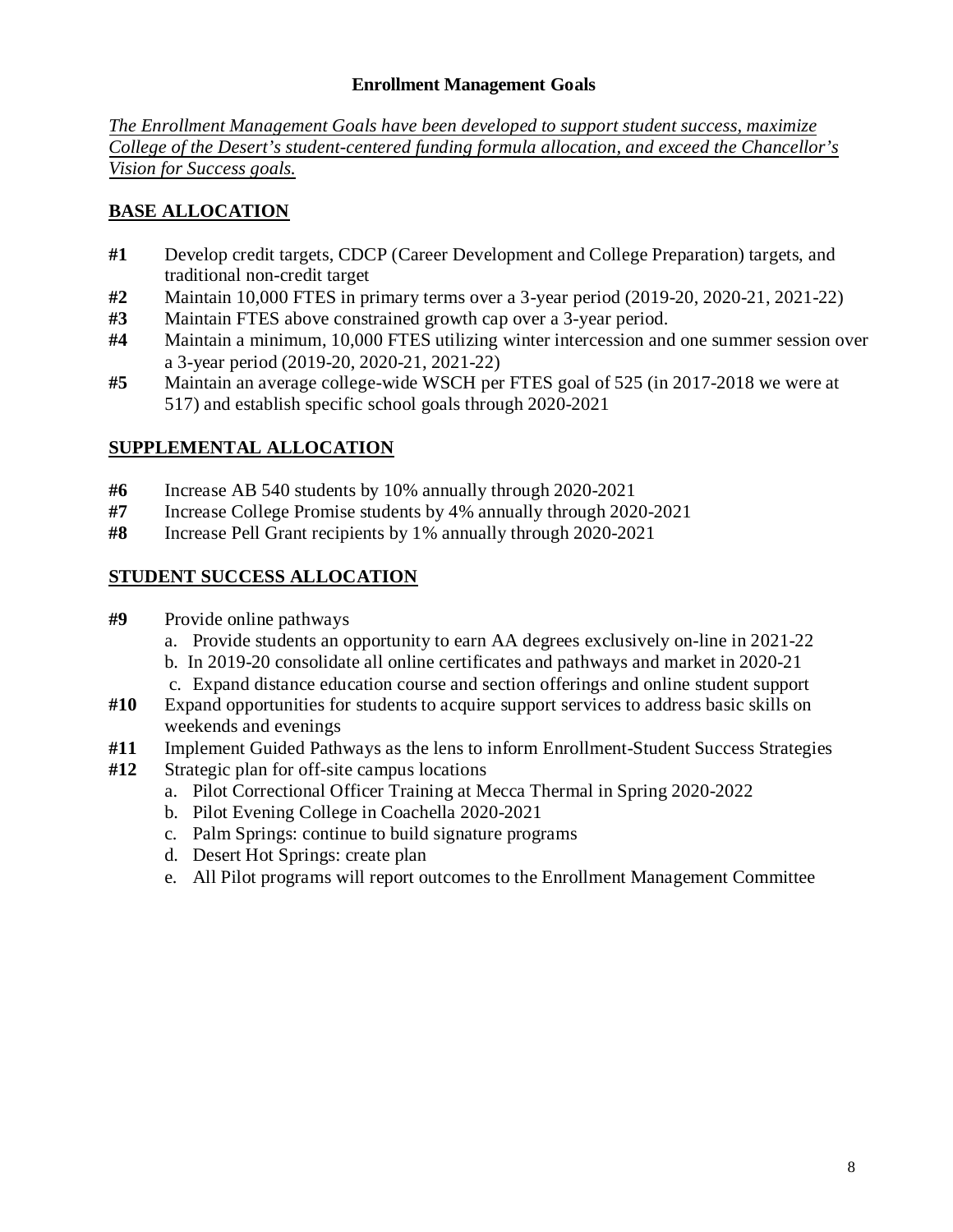## Enrollment Management Goals

*The Enrollment Management Goals have been developed to support student success, maximize College of the Desert's student-centered funding formula allocation, and exceed the Chancellor's Vision for Success goals.*

### BASE ALLOCATION

- **#1** Develop credit targets, CDCP (Career Development and College Preparation) targets, and traditional non-credit target
- **#2** Maintain 10,000 FTES in primary terms over a 3-year period (2019-20, 2020-21, 2021-22)
- **#3** Maintain FTES above constrained growth cap over a 3-year period.
- **#4** Maintain a minimum, 10,000 FTES utilizing winter intercession and one summer session over a 3-year period (2019-20, 2020-21, 2021-22)
- **#5** Maintain an average college-wide WSCH per FTES goal of 525 (in 2017-2018 we were at 517) and establish specific school goals through 2020-2021

### SUPPLEMENTAL ALLOCATION

- **#6** Increase AB 540 students by 10% annually through 2020-2021
- **#7** Increase College Promise students by 4% annually through 2020-2021
- **#8** Increase Pell Grant recipients by 1% annually through 2020-2021

### STUDENT SUCCESS ALLOCATION

- **#9** Provide online pathways
  - a. Provide students an opportunity to earn AA degrees exclusively on-line in 2021-22
  - b. In 2019-20 consolidate all online certificates and pathways and market in 2020-21
  - c. Expand distance education course and section offerings and online student support
- **#10** Expand opportunities for students to acquire support services to address basic skills on weekends and evenings
- **#11** Implement Guided Pathways as the lens to inform Enrollment-Student Success Strategies
- **#12** Strategic plan for off-site campus locations
  - a. Pilot Correctional Officer Training at Mecca Thermal in Spring 2020-2022
  - b. Pilot Evening College in Coachella 2020-2021
  - c. Palm Springs: continue to build signature programs
  - d. Desert Hot Springs: create plan
  - e. All Pilot programs will report outcomes to the Enrollment Management Committee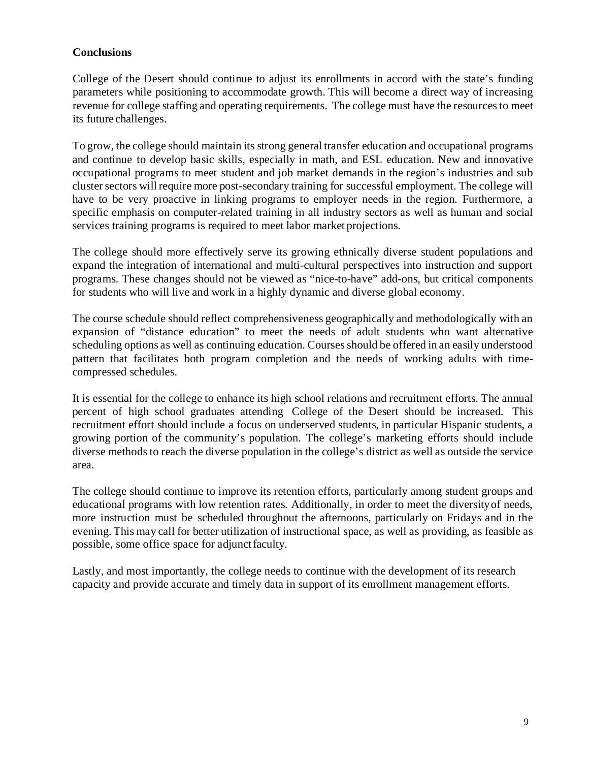**Conclusions**

College of the Desert should continue to adjust its enrollments in accord with the state's funding parameters while positioning to accommodate growth. This will become a direct way of increasing revenue for college staffing and operating requirements. The college must have the resources to meet its future challenges.

To grow, the college should maintain its strong general transfer education and occupational programs and continue to develop basic skills, especially in math, and ESL education. New and innovative occupational programs to meet student and job market demands in the region's industries and sub cluster sectors will require more post-secondary training for successful employment. The college will have to be very proactive in linking programs to employer needs in the region. Furthermore, a specific emphasis on computer-related training in all industry sectors as well as human and social services training programs is required to meet labor market projections.

The college should more effectively serve its growing ethnically diverse student populations and expand the integration of international and multi-cultural perspectives into instruction and support programs. These changes should not be viewed as "nice-to-have" add-ons, but critical components for students who will live and work in a highly dynamic and diverse global economy.

The course schedule should reflect comprehensiveness geographically and methodologically with an expansion of "distance education" to meet the needs of adult students who want alternative scheduling options as well as continuing education. Courses should be offered in an easily understood pattern that facilitates both program completion and the needs of working adults with time-compressed schedules.

It is essential for the college to enhance its high school relations and recruitment efforts. The annual percent of high school graduates attending College of the Desert should be increased. This recruitment effort should include a focus on underserved students, in particular Hispanic students, a growing portion of the community's population. The college's marketing efforts should include diverse methods to reach the diverse population in the college's district as well as outside the service area.

The college should continue to improve its retention efforts, particularly among student groups and educational programs with low retention rates. Additionally, in order to meet the diversity of needs, more instruction must be scheduled throughout the afternoons, particularly on Fridays and in the evening. This may call for better utilization of instructional space, as well as providing, as feasible as possible, some office space for adjunct faculty.

Lastly, and most importantly, the college needs to continue with the development of its research capacity and provide accurate and timely data in support of its enrollment management efforts.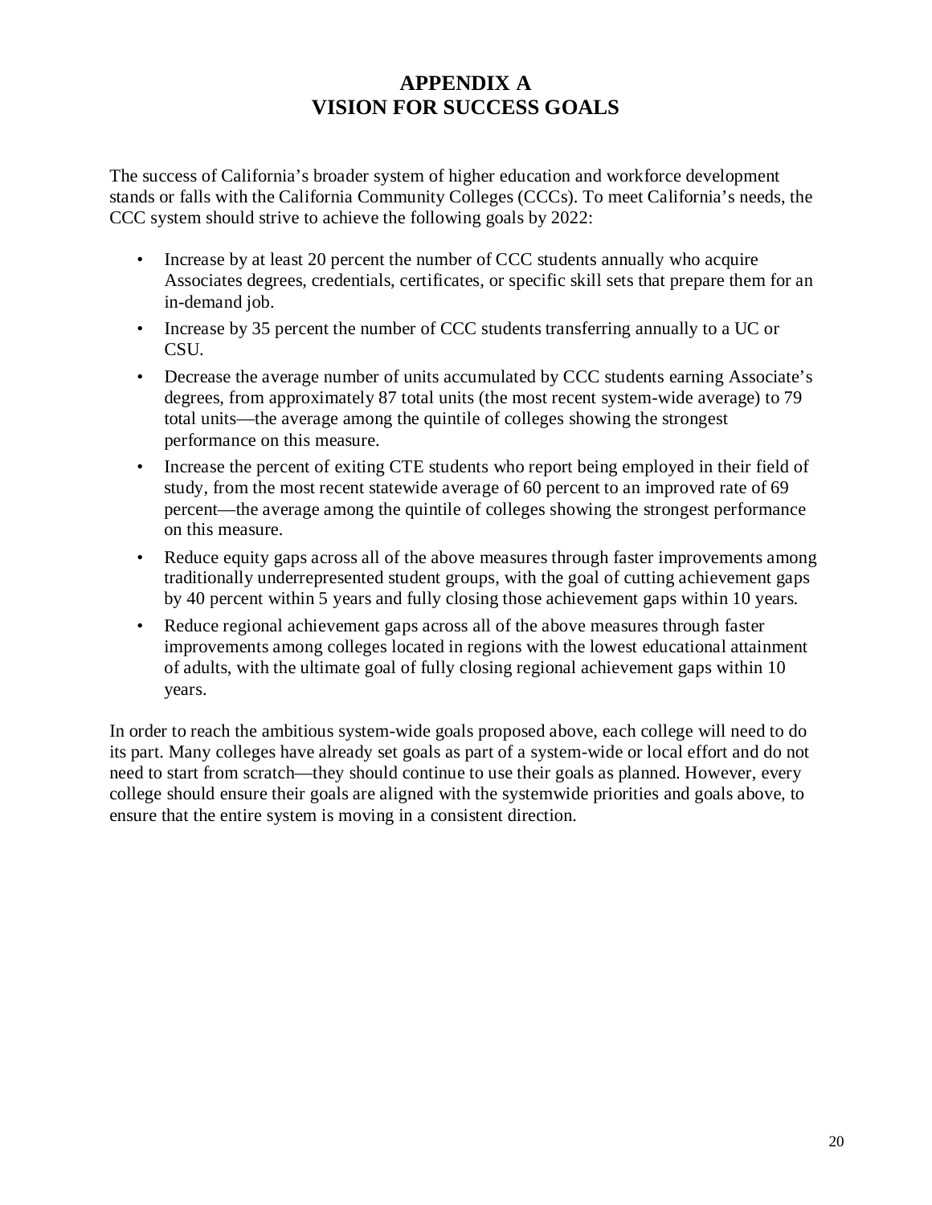# APPENDIX A
# VISION FOR SUCCESS GOALS

The success of California's broader system of higher education and workforce development stands or falls with the California Community Colleges (CCCs). To meet California's needs, the CCC system should strive to achieve the following goals by 2022:

- Increase by at least 20 percent the number of CCC students annually who acquire Associates degrees, credentials, certificates, or specific skill sets that prepare them for an in-demand job.
- Increase by 35 percent the number of CCC students transferring annually to a UC or CSU.
- Decrease the average number of units accumulated by CCC students earning Associate's degrees, from approximately 87 total units (the most recent system-wide average) to 79 total units—the average among the quintile of colleges showing the strongest performance on this measure.
- Increase the percent of exiting CTE students who report being employed in their field of study, from the most recent statewide average of 60 percent to an improved rate of 69 percent—the average among the quintile of colleges showing the strongest performance on this measure.
- Reduce equity gaps across all of the above measures through faster improvements among traditionally underrepresented student groups, with the goal of cutting achievement gaps by 40 percent within 5 years and fully closing those achievement gaps within 10 years.
- Reduce regional achievement gaps across all of the above measures through faster improvements among colleges located in regions with the lowest educational attainment of adults, with the ultimate goal of fully closing regional achievement gaps within 10 years.

In order to reach the ambitious system-wide goals proposed above, each college will need to do its part. Many colleges have already set goals as part of a system-wide or local effort and do not need to start from scratch—they should continue to use their goals as planned. However, every college should ensure their goals are aligned with the systemwide priorities and goals above, to ensure that the entire system is moving in a consistent direction.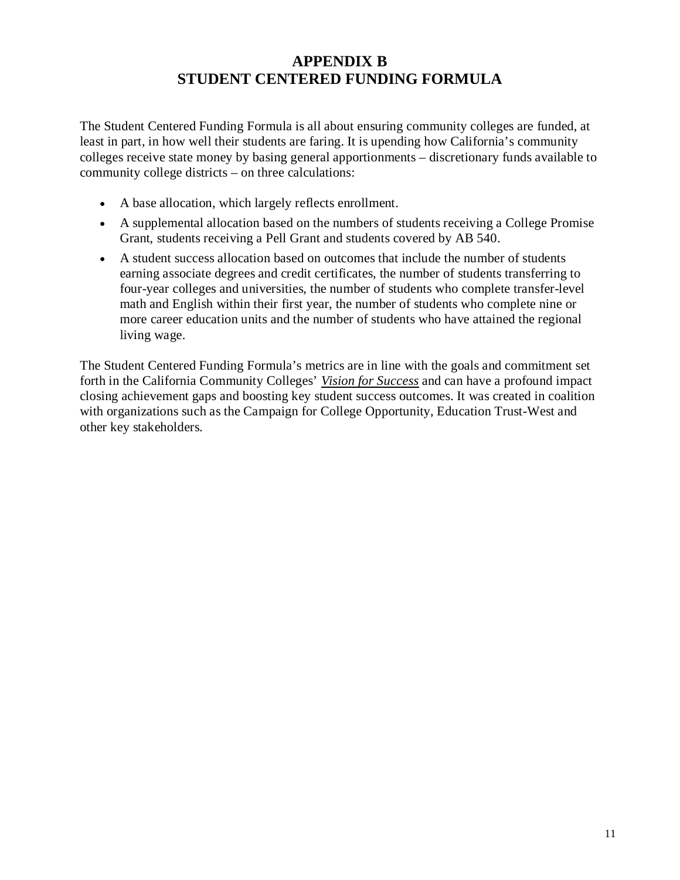# APPENDIX B
# STUDENT CENTERED FUNDING FORMULA

The Student Centered Funding Formula is all about ensuring community colleges are funded, at least in part, in how well their students are faring. It is upending how California's community colleges receive state money by basing general apportionments – discretionary funds available to community college districts – on three calculations:

- A base allocation, which largely reflects enrollment.
- A supplemental allocation based on the numbers of students receiving a College Promise Grant, students receiving a Pell Grant and students covered by AB 540.
- A student success allocation based on outcomes that include the number of students earning associate degrees and credit certificates, the number of students transferring to four-year colleges and universities, the number of students who complete transfer-level math and English within their first year, the number of students who complete nine or more career education units and the number of students who have attained the regional living wage.

The Student Centered Funding Formula's metrics are in line with the goals and commitment set forth in the California Community Colleges' *Vision for Success* and can have a profound impact closing achievement gaps and boosting key student success outcomes. It was created in coalition with organizations such as the Campaign for College Opportunity, Education Trust-West and other key stakeholders.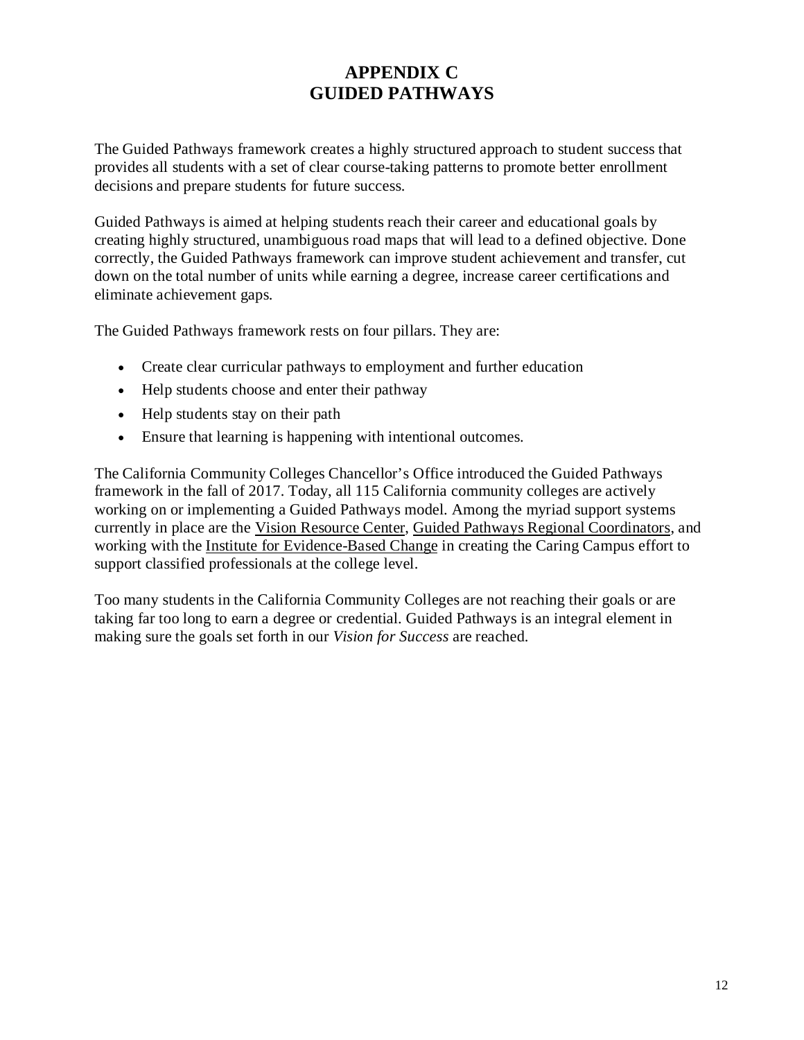# APPENDIX C
# GUIDED PATHWAYS

The Guided Pathways framework creates a highly structured approach to student success that provides all students with a set of clear course-taking patterns to promote better enrollment decisions and prepare students for future success.

Guided Pathways is aimed at helping students reach their career and educational goals by creating highly structured, unambiguous road maps that will lead to a defined objective. Done correctly, the Guided Pathways framework can improve student achievement and transfer, cut down on the total number of units while earning a degree, increase career certifications and eliminate achievement gaps.

The Guided Pathways framework rests on four pillars. They are:

- Create clear curricular pathways to employment and further education
- Help students choose and enter their pathway
- Help students stay on their path
- Ensure that learning is happening with intentional outcomes.

The California Community Colleges Chancellor's Office introduced the Guided Pathways framework in the fall of 2017. Today, all 115 California community colleges are actively working on or implementing a Guided Pathways model. Among the myriad support systems currently in place are the Vision Resource Center, Guided Pathways Regional Coordinators, and working with the Institute for Evidence-Based Change in creating the Caring Campus effort to support classified professionals at the college level.

Too many students in the California Community Colleges are not reaching their goals or are taking far too long to earn a degree or credential. Guided Pathways is an integral element in making sure the goals set forth in our *Vision for Success* are reached.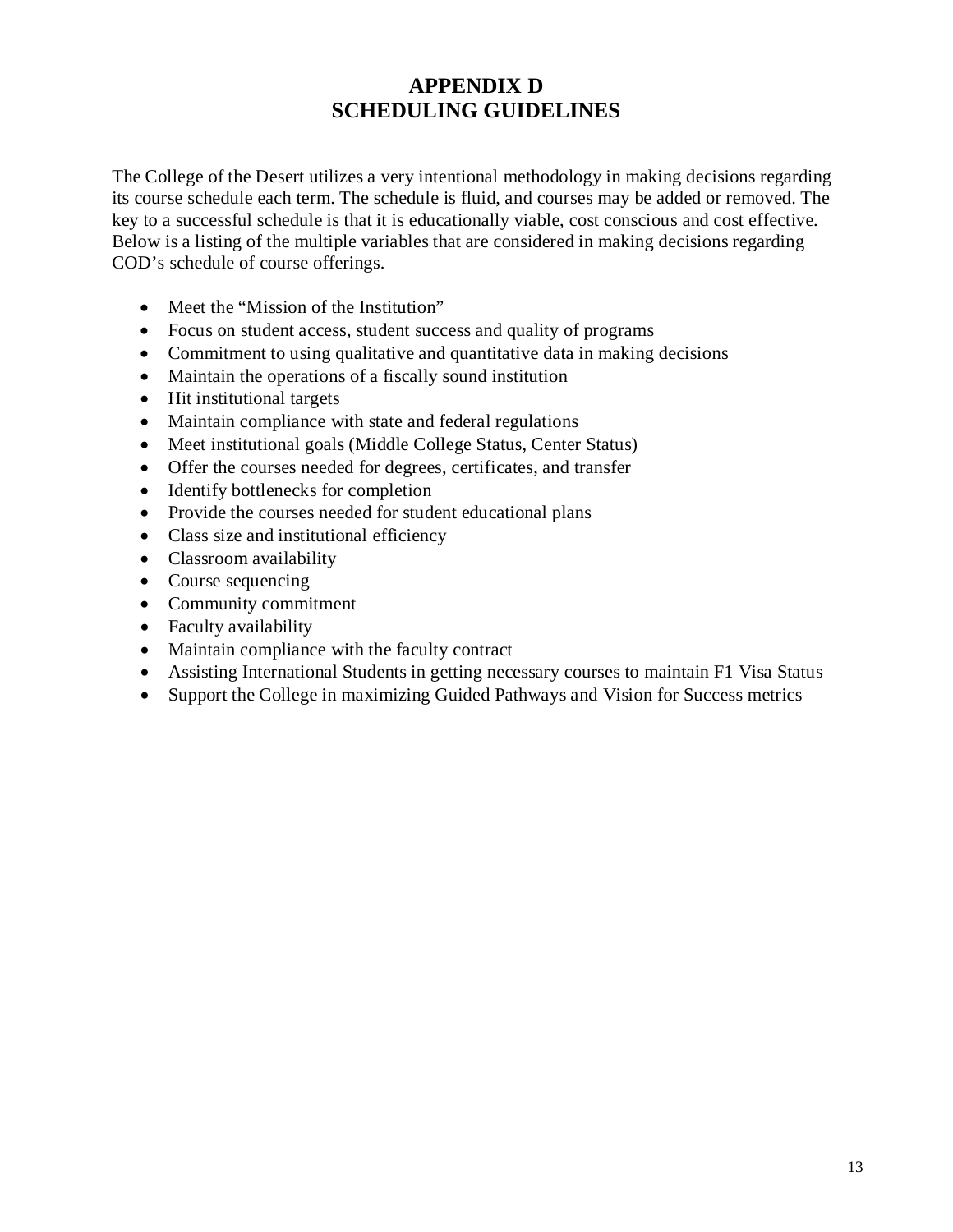# APPENDIX D
# SCHEDULING GUIDELINES

The College of the Desert utilizes a very intentional methodology in making decisions regarding its course schedule each term. The schedule is fluid, and courses may be added or removed. The key to a successful schedule is that it is educationally viable, cost conscious and cost effective. Below is a listing of the multiple variables that are considered in making decisions regarding COD's schedule of course offerings.

- Meet the "Mission of the Institution"
- Focus on student access, student success and quality of programs
- Commitment to using qualitative and quantitative data in making decisions
- Maintain the operations of a fiscally sound institution
- Hit institutional targets
- Maintain compliance with state and federal regulations
- Meet institutional goals (Middle College Status, Center Status)
- Offer the courses needed for degrees, certificates, and transfer
- Identify bottlenecks for completion
- Provide the courses needed for student educational plans
- Class size and institutional efficiency
- Classroom availability
- Course sequencing
- Community commitment
- Faculty availability
- Maintain compliance with the faculty contract
- Assisting International Students in getting necessary courses to maintain F1 Visa Status
- Support the College in maximizing Guided Pathways and Vision for Success metrics